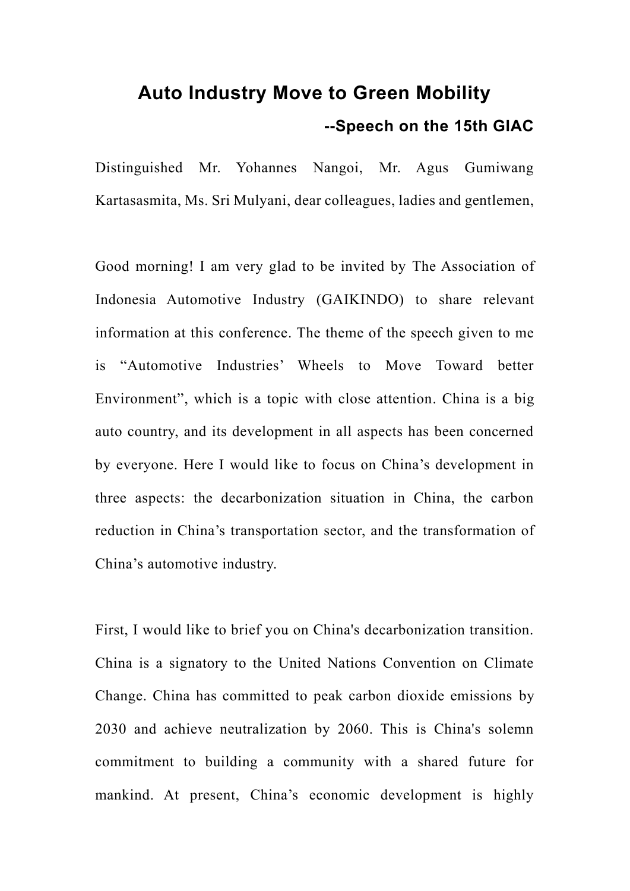# Auto Industry Move to Green Mobility

**--Speech on the 15th GIAC**

Distinguished Mr. Yohannes Nangoi, Mr. Agus Gumiwang Kartasasmita, Ms. Sri Mulyani, dear colleagues, ladies and gentlemen,

Good morning! I am very glad to be invited by The Association of Indonesia Automotive Industry (GAIKINDO) to share relevant information at this conference. The theme of the speech given to me is “Automotive Industries’ Wheels to Move Toward better Environment”, which is a topic with close attention. China is a big auto country, and its development in all aspects has been concerned by everyone. Here I would like to focus on China’s development in three aspects: the decarbonization situation in China, the carbon reduction in China’s transportation sector, and the transformation of China’s automotive industry.

First, I would like to brief you on China's decarbonization transition. China is a signatory to the United Nations Convention on Climate Change. China has committed to peak carbon dioxide emissions by 2030 and achieve neutralization by 2060. This is China's solemn commitment to building a community with a shared future for mankind. At present, China’s economic development is highly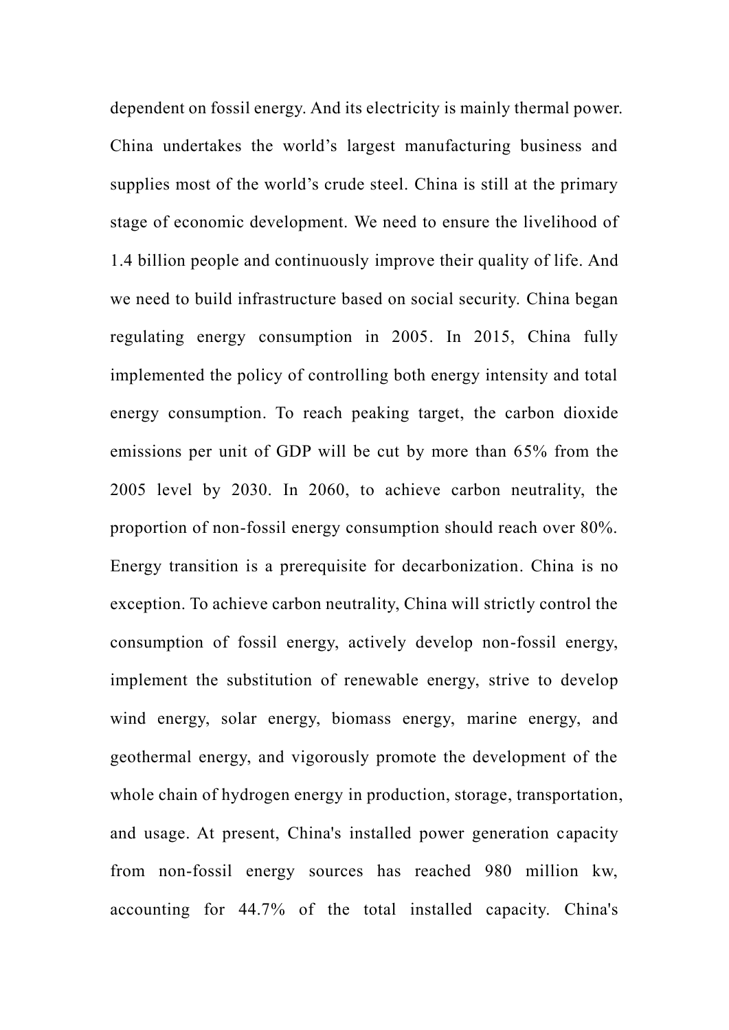dependent on fossil energy. And its electricity is mainly thermal power. China undertakes the world's largest manufacturing business and supplies most of the world's crude steel. China is still at the primary stage of economic development. We need to ensure the livelihood of 1.4 billion people and continuously improve their quality of life. And we need to build infrastructure based on social security. China began regulating energy consumption in 2005. In 2015, China fully implemented the policy of controlling both energy intensity and total energy consumption. To reach peaking target, the carbon dioxide emissions per unit of GDP will be cut by more than 65% from the 2005 level by 2030. In 2060, to achieve carbon neutrality, the proportion of non-fossil energy consumption should reach over 80%. Energy transition is a prerequisite for decarbonization. China is no exception. To achieve carbon neutrality, China will strictly control the consumption of fossil energy, actively develop non-fossil energy, implement the substitution of renewable energy, strive to develop wind energy, solar energy, biomass energy, marine energy, and geothermal energy, and vigorously promote the development of the whole chain of hydrogen energy in production, storage, transportation, and usage. At present, China's installed power generation capacity from non-fossil energy sources has reached 980 million kw, accounting for 44.7% of the total installed capacity. China's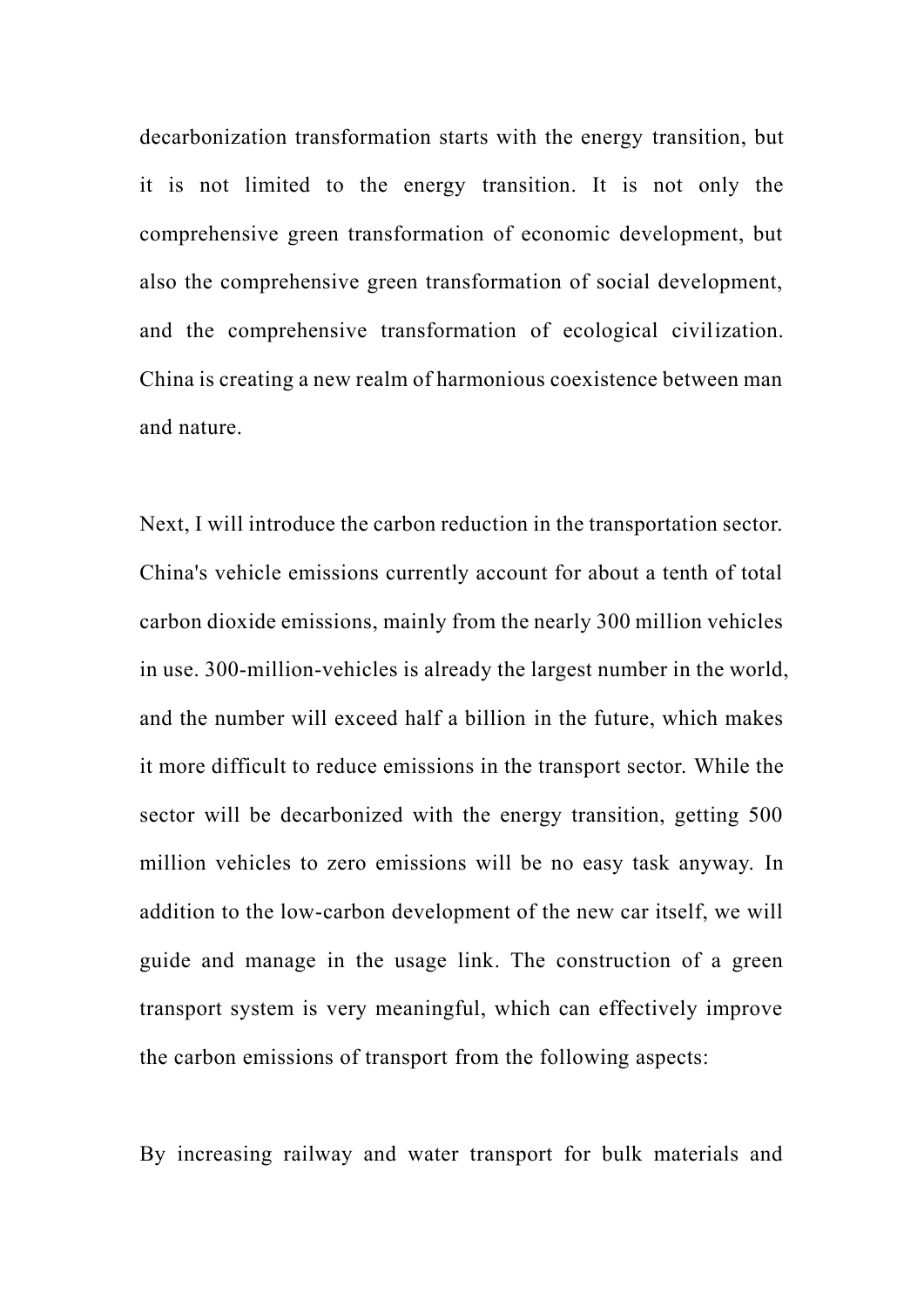decarbonization transformation starts with the energy transition, but it is not limited to the energy transition. It is not only the comprehensive green transformation of economic development, but also the comprehensive green transformation of social development, and the comprehensive transformation of ecological civilization. China is creating a new realm of harmonious coexistence between man and nature.

Next, I will introduce the carbon reduction in the transportation sector. China's vehicle emissions currently account for about a tenth of total carbon dioxide emissions, mainly from the nearly 300 million vehicles in use. 300-million-vehicles is already the largest number in the world, and the number will exceed half a billion in the future, which makes it more difficult to reduce emissions in the transport sector. While the sector will be decarbonized with the energy transition, getting 500 million vehicles to zero emissions will be no easy task anyway. In addition to the low-carbon development of the new car itself, we will guide and manage in the usage link. The construction of a green transport system is very meaningful, which can effectively improve the carbon emissions of transport from the following aspects:

By increasing railway and water transport for bulk materials and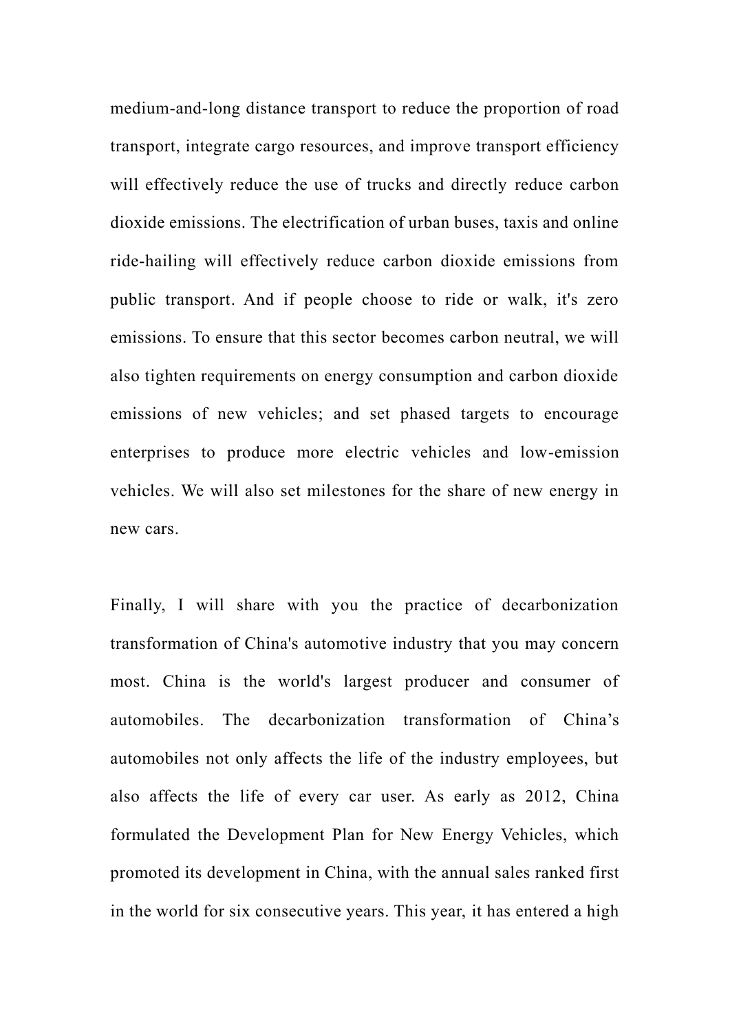medium-and-long distance transport to reduce the proportion of road transport, integrate cargo resources, and improve transport efficiency will effectively reduce the use of trucks and directly reduce carbon dioxide emissions. The electrification of urban buses, taxis and online ride-hailing will effectively reduce carbon dioxide emissions from public transport. And if people choose to ride or walk, it's zero emissions. To ensure that this sector becomes carbon neutral, we will also tighten requirements on energy consumption and carbon dioxide emissions of new vehicles; and set phased targets to encourage enterprises to produce more electric vehicles and low-emission vehicles. We will also set milestones for the share of new energy in new cars.

Finally, I will share with you the practice of decarbonization transformation of China's automotive industry that you may concern most. China is the world's largest producer and consumer of automobiles. The decarbonization transformation of China's automobiles not only affects the life of the industry employees, but also affects the life of every car user. As early as 2012, China formulated the Development Plan for New Energy Vehicles, which promoted its development in China, with the annual sales ranked first in the world for six consecutive years. This year, it has entered a high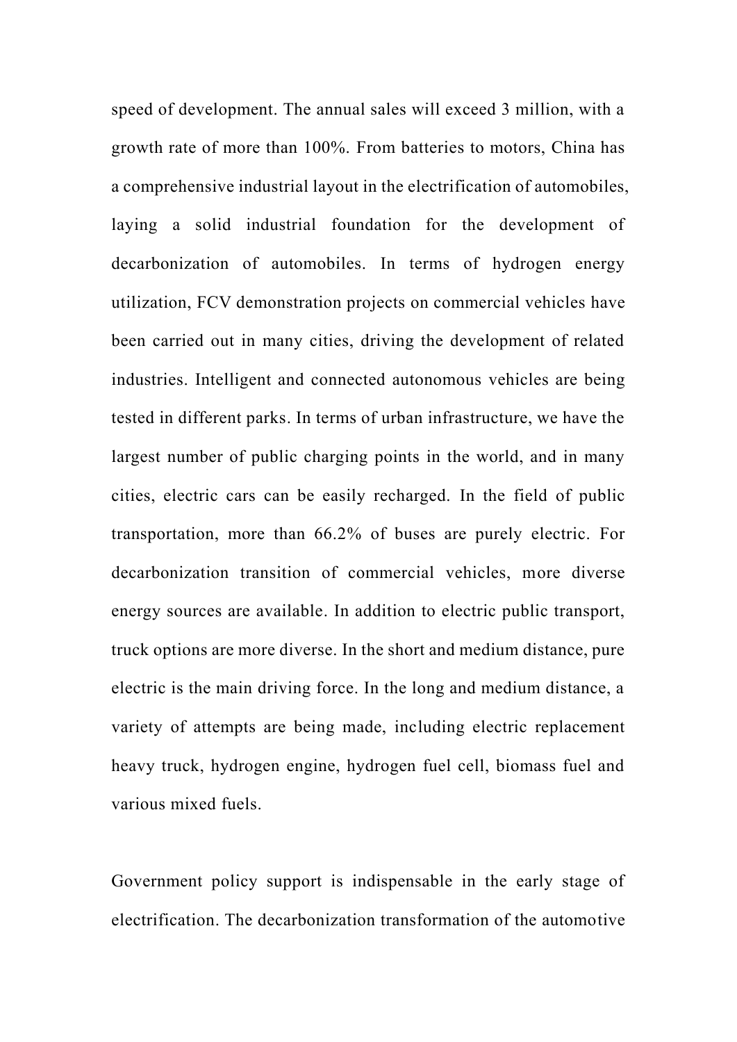speed of development. The annual sales will exceed 3 million, with a growth rate of more than 100%. From batteries to motors, China has a comprehensive industrial layout in the electrification of automobiles, laying a solid industrial foundation for the development of decarbonization of automobiles. In terms of hydrogen energy utilization, FCV demonstration projects on commercial vehicles have been carried out in many cities, driving the development of related industries. Intelligent and connected autonomous vehicles are being tested in different parks. In terms of urban infrastructure, we have the largest number of public charging points in the world, and in many cities, electric cars can be easily recharged. In the field of public transportation, more than 66.2% of buses are purely electric. For decarbonization transition of commercial vehicles, more diverse energy sources are available. In addition to electric public transport, truck options are more diverse. In the short and medium distance, pure electric is the main driving force. In the long and medium distance, a variety of attempts are being made, including electric replacement heavy truck, hydrogen engine, hydrogen fuel cell, biomass fuel and various mixed fuels.

Government policy support is indispensable in the early stage of electrification. The decarbonization transformation of the automotive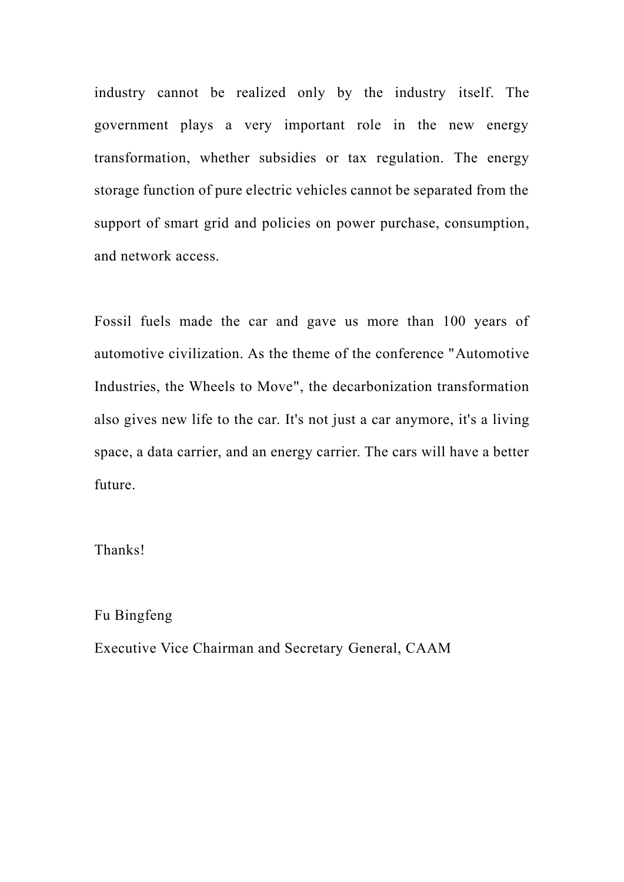industry cannot be realized only by the industry itself. The government plays a very important role in the new energy transformation, whether subsidies or tax regulation. The energy storage function of pure electric vehicles cannot be separated from the support of smart grid and policies on power purchase, consumption, and network access.

Fossil fuels made the car and gave us more than 100 years of automotive civilization. As the theme of the conference "Automotive Industries, the Wheels to Move", the decarbonization transformation also gives new life to the car. It's not just a car anymore, it's a living space, a data carrier, and an energy carrier. The cars will have a better future.

Thanks!

Fu Bingfeng

Executive Vice Chairman and Secretary General, CAAM